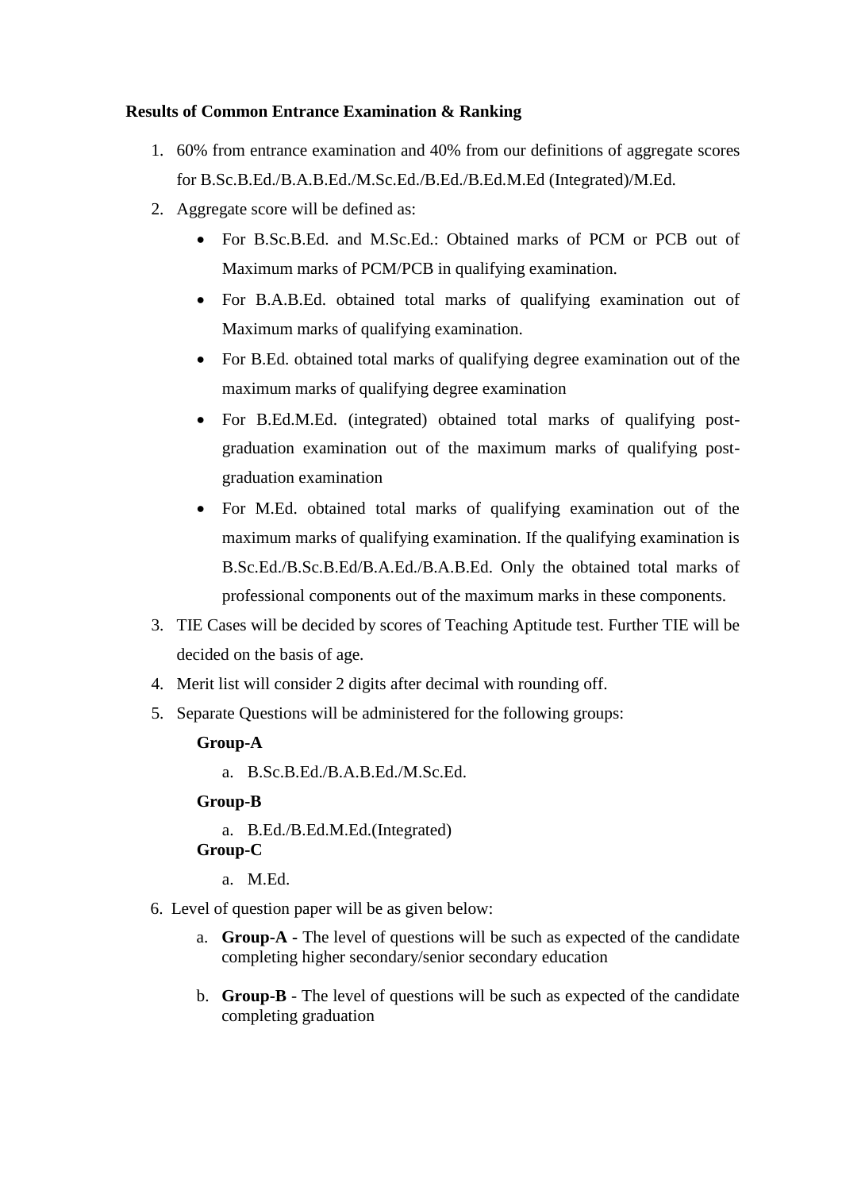**Results of Common Entrance Examination & Ranking**

1. 60% from entrance examination and 40% from our definitions of aggregate scores for B.Sc.B.Ed./B.A.B.Ed./M.Sc.Ed./B.Ed./B.Ed.M.Ed (Integrated)/M.Ed.
2. Aggregate score will be defined as:
   - For B.Sc.B.Ed. and M.Sc.Ed.: Obtained marks of PCM or PCB out of Maximum marks of PCM/PCB in qualifying examination.
   - For B.A.B.Ed. obtained total marks of qualifying examination out of Maximum marks of qualifying examination.
   - For B.Ed. obtained total marks of qualifying degree examination out of the maximum marks of qualifying degree examination
   - For B.Ed.M.Ed. (integrated) obtained total marks of qualifying post-graduation examination out of the maximum marks of qualifying post-graduation examination
   - For M.Ed. obtained total marks of qualifying examination out of the maximum marks of qualifying examination. If the qualifying examination is B.Sc.Ed./B.Sc.B.Ed/B.A.Ed./B.A.B.Ed. Only the obtained total marks of professional components out of the maximum marks in these components.
3. TIE Cases will be decided by scores of Teaching Aptitude test. Further TIE will be decided on the basis of age.
4. Merit list will consider 2 digits after decimal with rounding off.
5. Separate Questions will be administered for the following groups:

   **Group-A**

   a. B.Sc.B.Ed./B.A.B.Ed./M.Sc.Ed.

   **Group-B**

   a. B.Ed./B.Ed.M.Ed.(Integrated)

   **Group-C**

   a. M.Ed.

6. Level of question paper will be as given below:

   a. **Group-A -** The level of questions will be such as expected of the candidate completing higher secondary/senior secondary education

   b. **Group-B** - The level of questions will be such as expected of the candidate completing graduation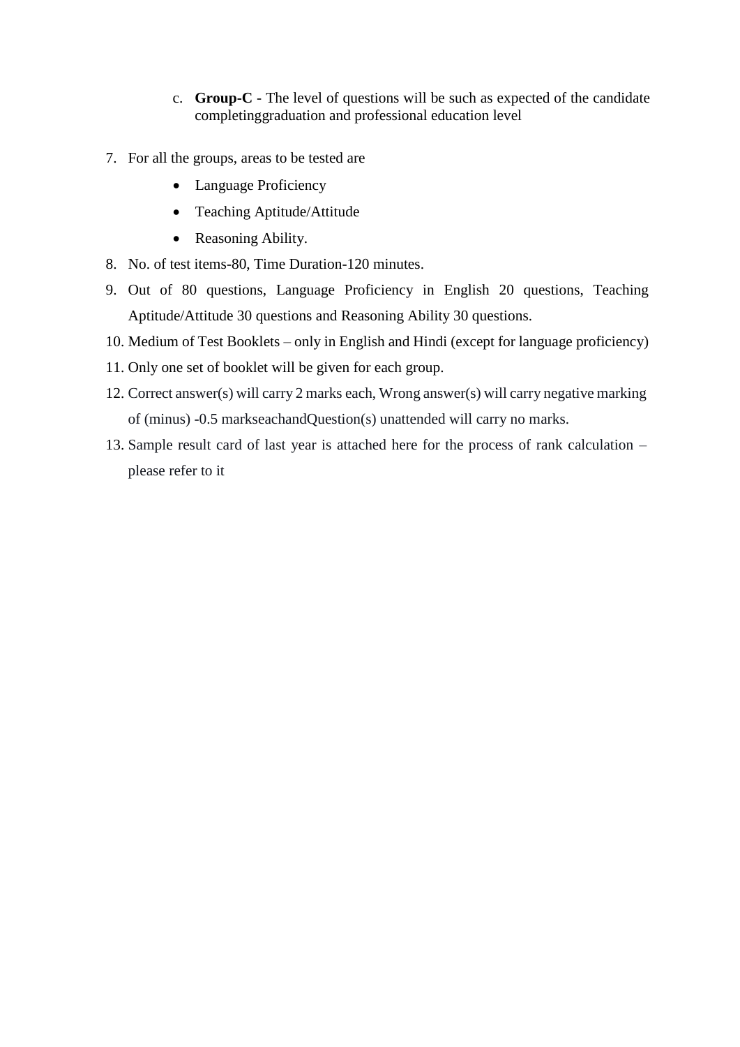c. **Group-C** - The level of questions will be such as expected of the candidate completinggraduation and professional education level

7. For all the groups, areas to be tested are
   - Language Proficiency
   - Teaching Aptitude/Attitude
   - Reasoning Ability.
8. No. of test items-80, Time Duration-120 minutes.
9. Out of 80 questions, Language Proficiency in English 20 questions, Teaching Aptitude/Attitude 30 questions and Reasoning Ability 30 questions.
10. Medium of Test Booklets – only in English and Hindi (except for language proficiency)
11. Only one set of booklet will be given for each group.
12. Correct answer(s) will carry 2 marks each, Wrong answer(s) will carry negative marking of (minus) -0.5 markseachandQuestion(s) unattended will carry no marks.
13. Sample result card of last year is attached here for the process of rank calculation – please refer to it